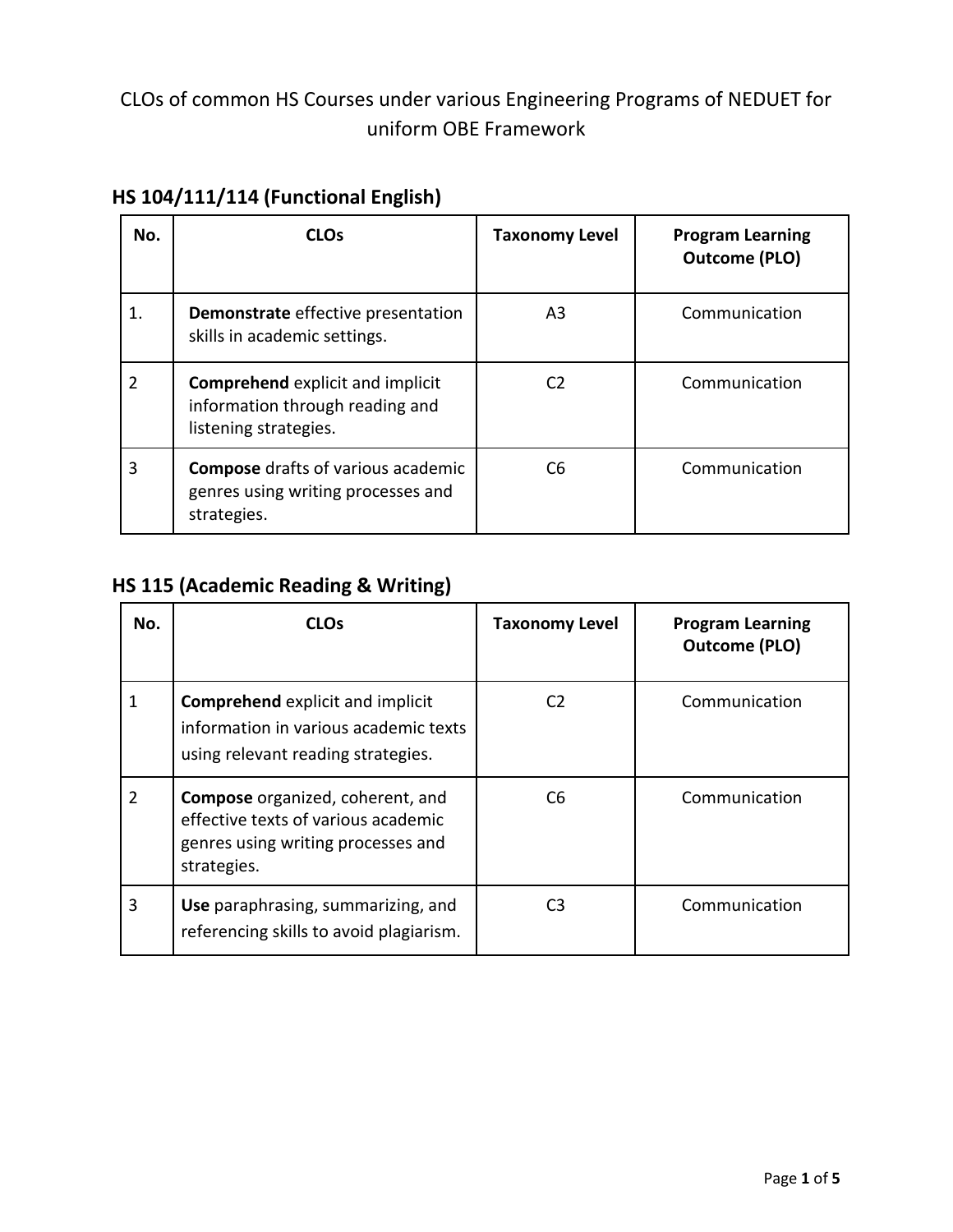# CLOs of common HS Courses under various Engineering Programs of NEDUET for uniform OBE Framework

## HS 104/111/114 (Functional English)

| No. | CLOs | Taxonomy Level | Program Learning Outcome (PLO) |
|---|---|---|---|
| 1. | **Demonstrate** effective presentation skills in academic settings. | A3 | Communication |
| 2 | **Comprehend** explicit and implicit information through reading and listening strategies. | C2 | Communication |
| 3 | **Compose** drafts of various academic genres using writing processes and strategies. | C6 | Communication |

## HS 115 (Academic Reading & Writing)

| No. | CLOs | Taxonomy Level | Program Learning Outcome (PLO) |
|---|---|---|---|
| 1 | **Comprehend** explicit and implicit information in various academic texts using relevant reading strategies. | C2 | Communication |
| 2 | **Compose** organized, coherent, and effective texts of various academic genres using writing processes and strategies. | C6 | Communication |
| 3 | **Use** paraphrasing, summarizing, and referencing skills to avoid plagiarism. | C3 | Communication |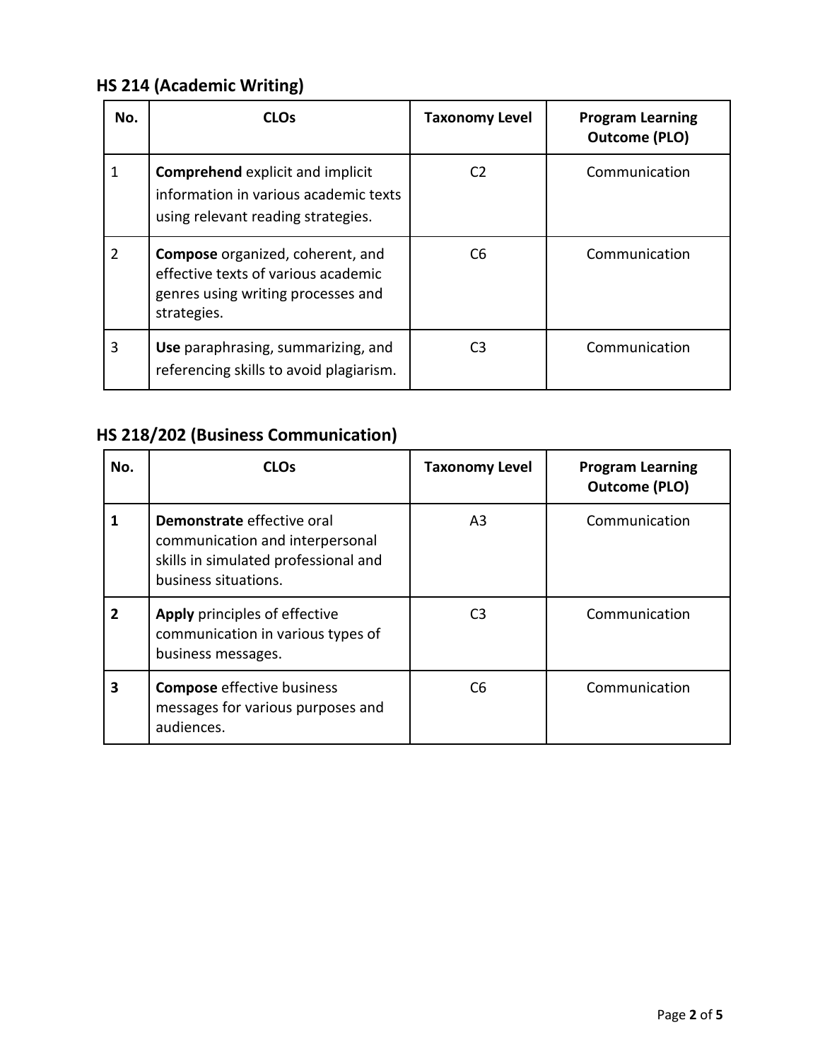## HS 214 (Academic Writing)

| No. | CLOs | Taxonomy Level | Program Learning Outcome (PLO) |
|---|---|---|---|
| 1 | **Comprehend** explicit and implicit information in various academic texts using relevant reading strategies. | C2 | Communication |
| 2 | **Compose** organized, coherent, and effective texts of various academic genres using writing processes and strategies. | C6 | Communication |
| 3 | **Use** paraphrasing, summarizing, and referencing skills to avoid plagiarism. | C3 | Communication |

## HS 218/202 (Business Communication)

| No. | CLOs | Taxonomy Level | Program Learning Outcome (PLO) |
|---|---|---|---|
| **1** | **Demonstrate** effective oral communication and interpersonal skills in simulated professional and business situations. | A3 | Communication |
| **2** | **Apply** principles of effective communication in various types of business messages. | C3 | Communication |
| **3** | **Compose** effective business messages for various purposes and audiences. | C6 | Communication |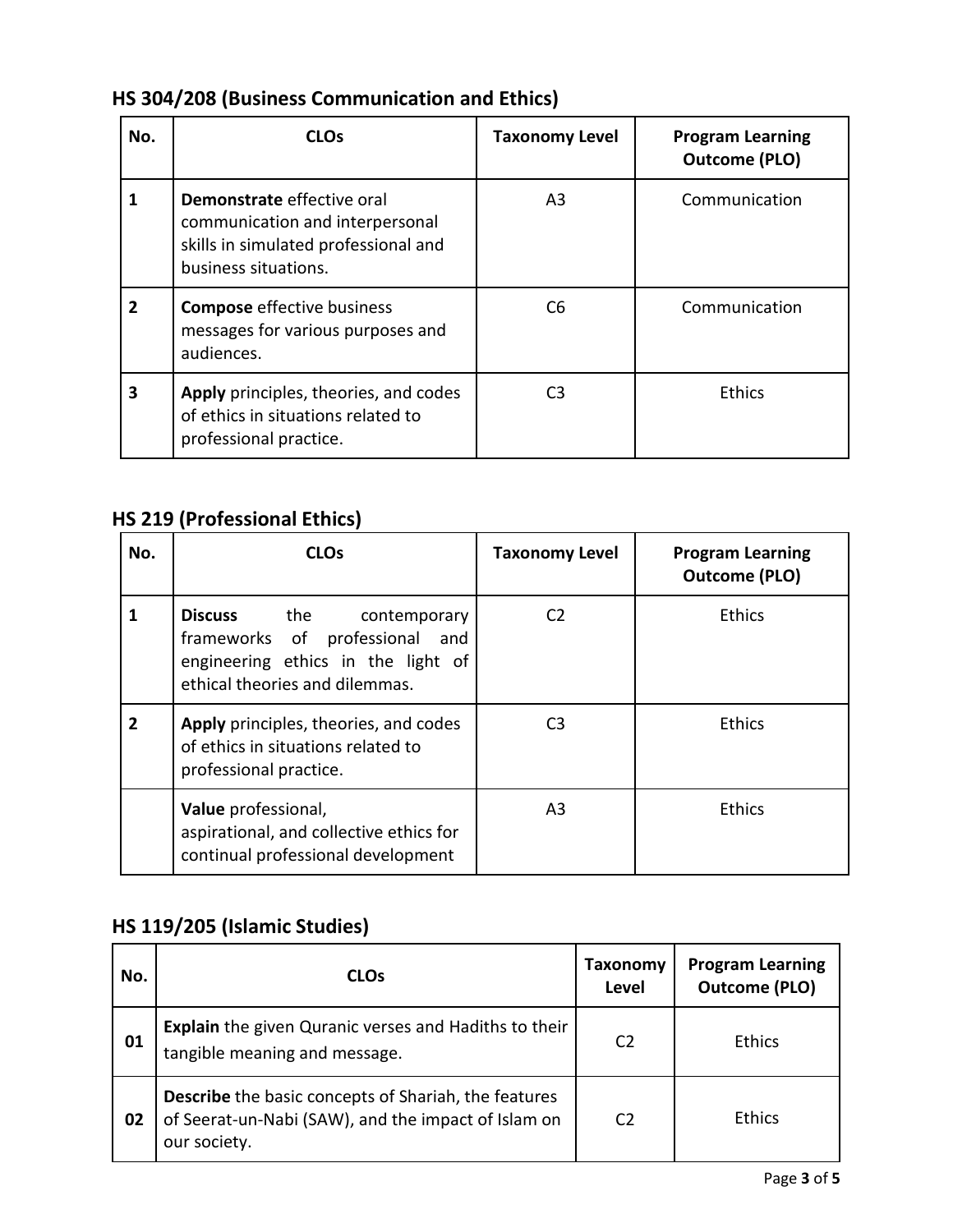## HS 304/208 (Business Communication and Ethics)

| No. | CLOs | Taxonomy Level | Program Learning Outcome (PLO) |
|---|---|---|---|
| 1 | **Demonstrate** effective oral communication and interpersonal skills in simulated professional and business situations. | A3 | Communication |
| 2 | **Compose** effective business messages for various purposes and audiences. | C6 | Communication |
| 3 | **Apply** principles, theories, and codes of ethics in situations related to professional practice. | C3 | Ethics |

## HS 219 (Professional Ethics)

| No. | CLOs | Taxonomy Level | Program Learning Outcome (PLO) |
|---|---|---|---|
| 1 | **Discuss** the contemporary frameworks of professional and engineering ethics in the light of ethical theories and dilemmas. | C2 | Ethics |
| 2 | **Apply** principles, theories, and codes of ethics in situations related to professional practice. | C3 | Ethics |
| | **Value** professional, aspirational, and collective ethics for continual professional development | A3 | Ethics |

## HS 119/205 (Islamic Studies)

| No. | CLOs | Taxonomy Level | Program Learning Outcome (PLO) |
|---|---|---|---|
| 01 | **Explain** the given Quranic verses and Hadiths to their tangible meaning and message. | C2 | Ethics |
| 02 | **Describe** the basic concepts of Shariah, the features of Seerat-un-Nabi (SAW), and the impact of Islam on our society. | C2 | Ethics |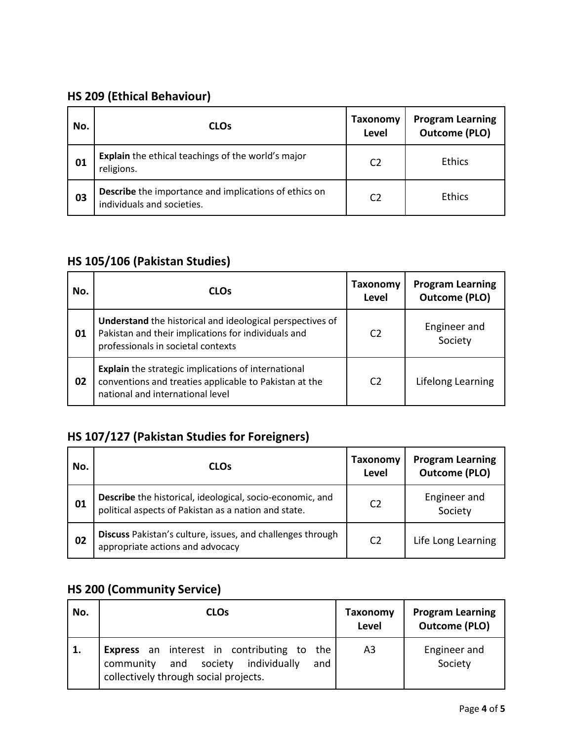## HS 209 (Ethical Behaviour)

| No. | CLOs | Taxonomy Level | Program Learning Outcome (PLO) |
|---|---|---|---|
| 01 | **Explain** the ethical teachings of the world's major religions. | C2 | Ethics |
| 03 | **Describe** the importance and implications of ethics on individuals and societies. | C2 | Ethics |

## HS 105/106 (Pakistan Studies)

| No. | CLOs | Taxonomy Level | Program Learning Outcome (PLO) |
|---|---|---|---|
| 01 | **Understand** the historical and ideological perspectives of Pakistan and their implications for individuals and professionals in societal contexts | C2 | Engineer and Society |
| 02 | **Explain** the strategic implications of international conventions and treaties applicable to Pakistan at the national and international level | C2 | Lifelong Learning |

## HS 107/127 (Pakistan Studies for Foreigners)

| No. | CLOs | Taxonomy Level | Program Learning Outcome (PLO) |
|---|---|---|---|
| 01 | **Describe** the historical, ideological, socio-economic, and political aspects of Pakistan as a nation and state. | C2 | Engineer and Society |
| 02 | **Discuss** Pakistan's culture, issues, and challenges through appropriate actions and advocacy | C2 | Life Long Learning |

## HS 200 (Community Service)

| No. | CLOs | Taxonomy Level | Program Learning Outcome (PLO) |
|---|---|---|---|
| 1. | **Express** an interest in contributing to the community and society individually and collectively through social projects. | A3 | Engineer and Society |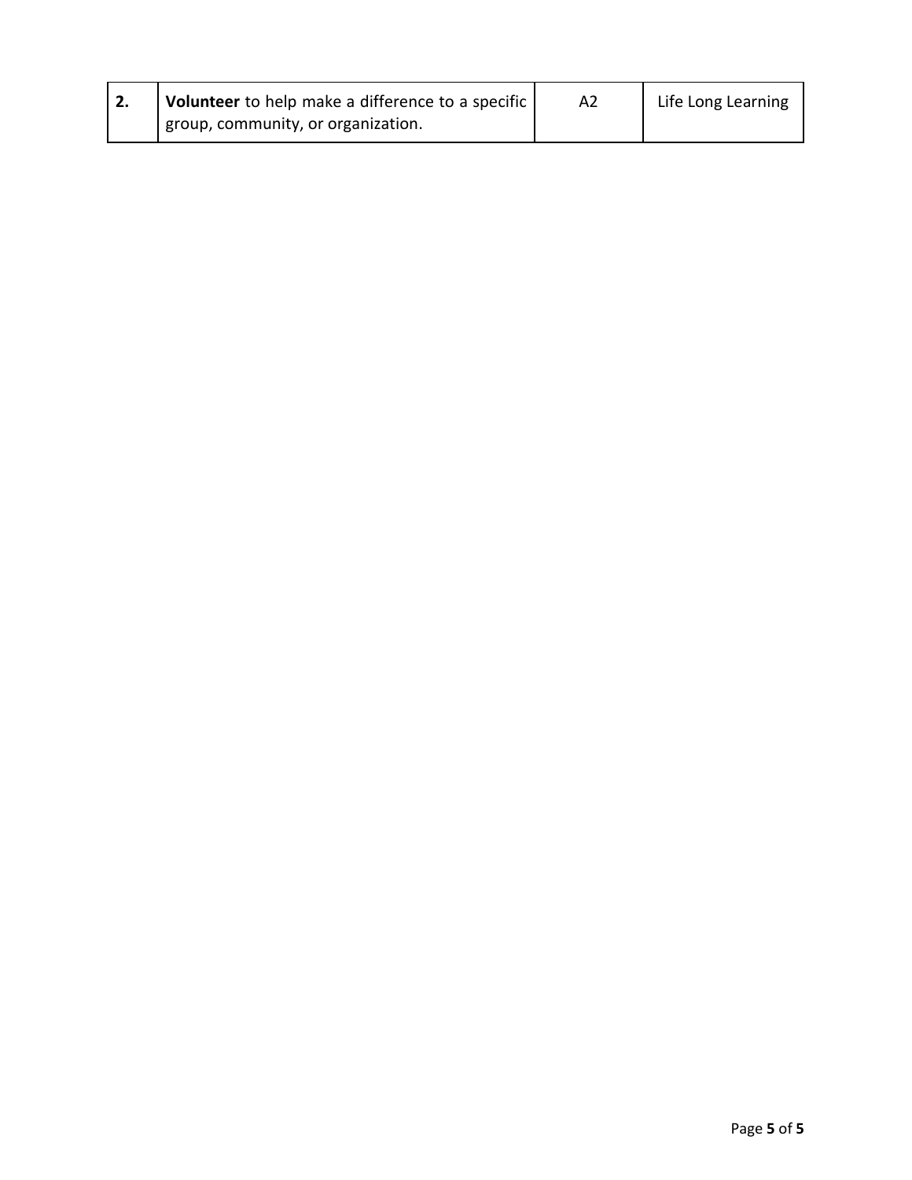| | | | |
|---|---|---|---|
| **2.** | **Volunteer** to help make a difference to a specific group, community, or organization. | A2 | Life Long Learning |